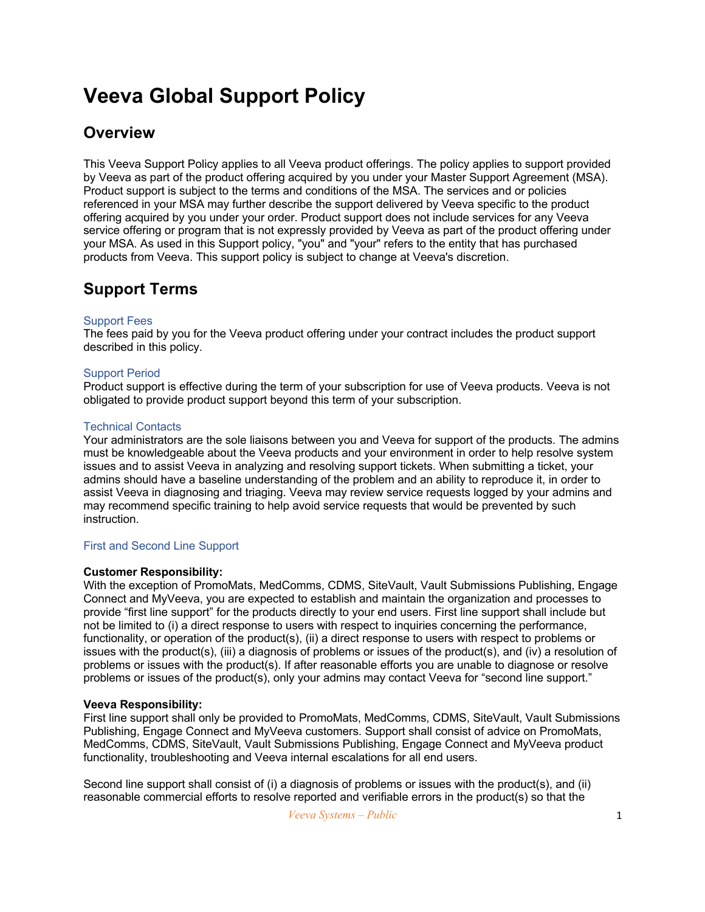# Veeva Global Support Policy

## Overview

This Veeva Support Policy applies to all Veeva product offerings. The policy applies to support provided by Veeva as part of the product offering acquired by you under your Master Support Agreement (MSA). Product support is subject to the terms and conditions of the MSA. The services and or policies referenced in your MSA may further describe the support delivered by Veeva specific to the product offering acquired by you under your order. Product support does not include services for any Veeva service offering or program that is not expressly provided by Veeva as part of the product offering under your MSA. As used in this Support policy, "you" and "your" refers to the entity that has purchased products from Veeva. This support policy is subject to change at Veeva's discretion.

## Support Terms

### Support Fees

The fees paid by you for the Veeva product offering under your contract includes the product support described in this policy.

### Support Period

Product support is effective during the term of your subscription for use of Veeva products. Veeva is not obligated to provide product support beyond this term of your subscription.

### Technical Contacts

Your administrators are the sole liaisons between you and Veeva for support of the products. The admins must be knowledgeable about the Veeva products and your environment in order to help resolve system issues and to assist Veeva in analyzing and resolving support tickets. When submitting a ticket, your admins should have a baseline understanding of the problem and an ability to reproduce it, in order to assist Veeva in diagnosing and triaging. Veeva may review service requests logged by your admins and may recommend specific training to help avoid service requests that would be prevented by such instruction.

### First and Second Line Support

**Customer Responsibility:**
With the exception of PromoMats, MedComms, CDMS, SiteVault, Vault Submissions Publishing, Engage Connect and MyVeeva, you are expected to establish and maintain the organization and processes to provide “first line support” for the products directly to your end users. First line support shall include but not be limited to (i) a direct response to users with respect to inquiries concerning the performance, functionality, or operation of the product(s), (ii) a direct response to users with respect to problems or issues with the product(s), (iii) a diagnosis of problems or issues of the product(s), and (iv) a resolution of problems or issues with the product(s). If after reasonable efforts you are unable to diagnose or resolve problems or issues of the product(s), only your admins may contact Veeva for “second line support.”

**Veeva Responsibility:**
First line support shall only be provided to PromoMats, MedComms, CDMS, SiteVault, Vault Submissions Publishing, Engage Connect and MyVeeva customers. Support shall consist of advice on PromoMats, MedComms, CDMS, SiteVault, Vault Submissions Publishing, Engage Connect and MyVeeva product functionality, troubleshooting and Veeva internal escalations for all end users.

Second line support shall consist of (i) a diagnosis of problems or issues with the product(s), and (ii) reasonable commercial efforts to resolve reported and verifiable errors in the product(s) so that the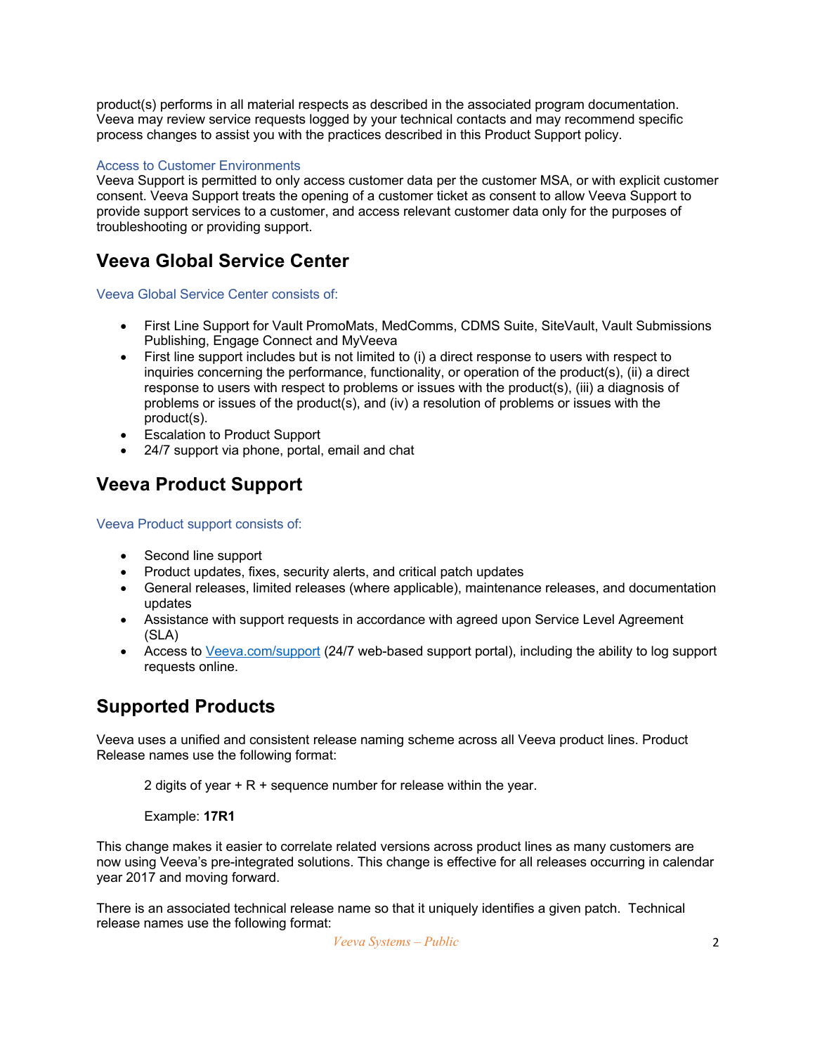product(s) performs in all material respects as described in the associated program documentation. Veeva may review service requests logged by your technical contacts and may recommend specific process changes to assist you with the practices described in this Product Support policy.

### Access to Customer Environments

Veeva Support is permitted to only access customer data per the customer MSA, or with explicit customer consent. Veeva Support treats the opening of a customer ticket as consent to allow Veeva Support to provide support services to a customer, and access relevant customer data only for the purposes of troubleshooting or providing support.

## Veeva Global Service Center

### Veeva Global Service Center consists of:

- First Line Support for Vault PromoMats, MedComms, CDMS Suite, SiteVault, Vault Submissions Publishing, Engage Connect and MyVeeva
- First line support includes but is not limited to (i) a direct response to users with respect to inquiries concerning the performance, functionality, or operation of the product(s), (ii) a direct response to users with respect to problems or issues with the product(s), (iii) a diagnosis of problems or issues of the product(s), and (iv) a resolution of problems or issues with the product(s).
- Escalation to Product Support
- 24/7 support via phone, portal, email and chat

## Veeva Product Support

### Veeva Product support consists of:

- Second line support
- Product updates, fixes, security alerts, and critical patch updates
- General releases, limited releases (where applicable), maintenance releases, and documentation updates
- Assistance with support requests in accordance with agreed upon Service Level Agreement (SLA)
- Access to [Veeva.com/support](Veeva.com/support) (24/7 web-based support portal), including the ability to log support requests online.

## Supported Products

Veeva uses a unified and consistent release naming scheme across all Veeva product lines. Product Release names use the following format:

> 2 digits of year + R + sequence number for release within the year.
>
> Example: **17R1**

This change makes it easier to correlate related versions across product lines as many customers are now using Veeva's pre-integrated solutions. This change is effective for all releases occurring in calendar year 2017 and moving forward.

There is an associated technical release name so that it uniquely identifies a given patch. Technical release names use the following format: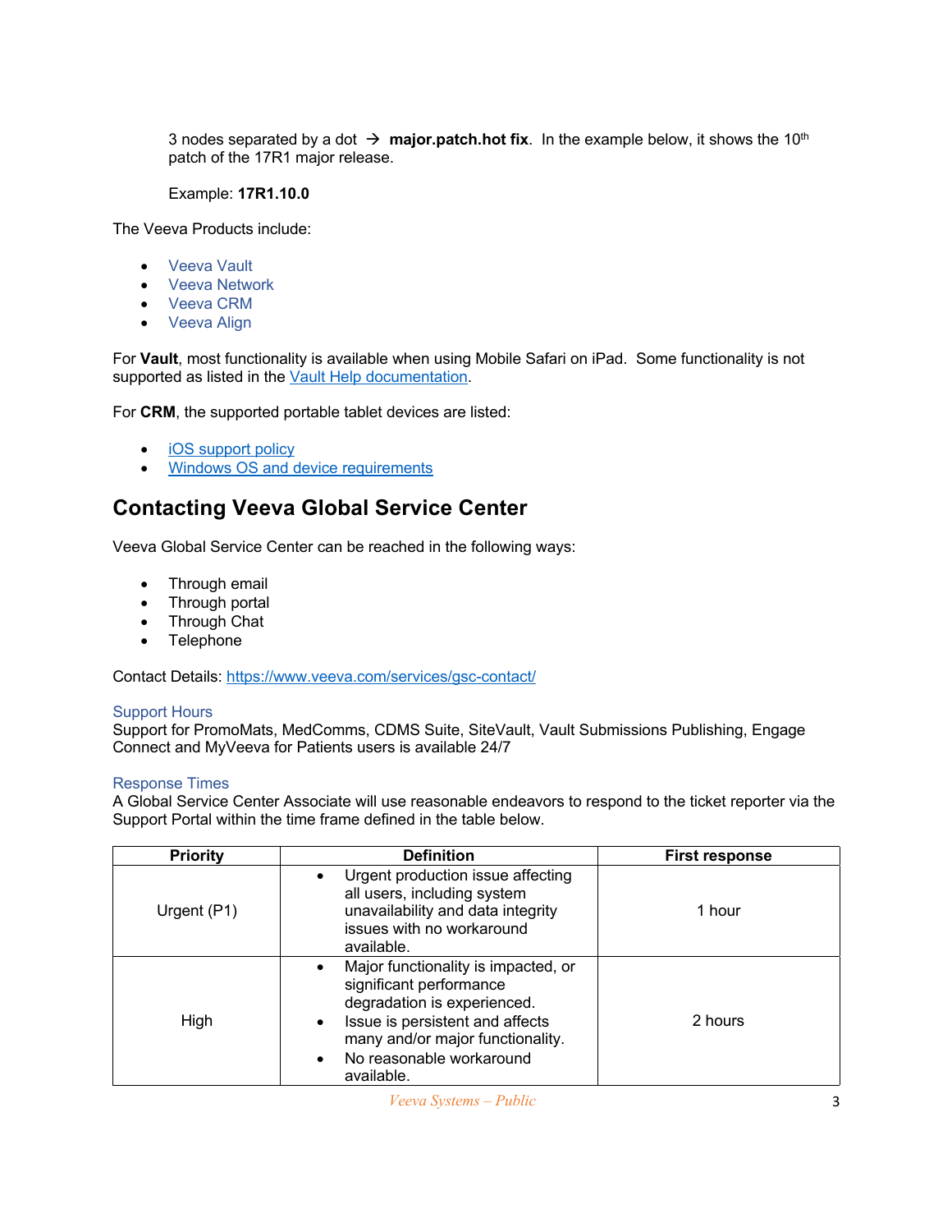3 nodes separated by a dot → **major.patch.hot fix**. In the example below, it shows the 10th patch of the 17R1 major release.

Example: **17R1.10.0**

The Veeva Products include:

- Veeva Vault
- Veeva Network
- Veeva CRM
- Veeva Align

For **Vault**, most functionality is available when using Mobile Safari on iPad. Some functionality is not supported as listed in the Vault Help documentation.

For **CRM**, the supported portable tablet devices are listed:

- iOS support policy
- Windows OS and device requirements

## Contacting Veeva Global Service Center

Veeva Global Service Center can be reached in the following ways:

- Through email
- Through portal
- Through Chat
- Telephone

Contact Details: https://www.veeva.com/services/gsc-contact/

### Support Hours

Support for PromoMats, MedComms, CDMS Suite, SiteVault, Vault Submissions Publishing, Engage Connect and MyVeeva for Patients users is available 24/7

### Response Times

A Global Service Center Associate will use reasonable endeavors to respond to the ticket reporter via the Support Portal within the time frame defined in the table below.

| Priority | Definition | First response |
|---|---|---|
| Urgent (P1) | • Urgent production issue affecting all users, including system unavailability and data integrity issues with no workaround available. | 1 hour |
| High | • Major functionality is impacted, or significant performance degradation is experienced.<br>• Issue is persistent and affects many and/or major functionality.<br>• No reasonable workaround available. | 2 hours |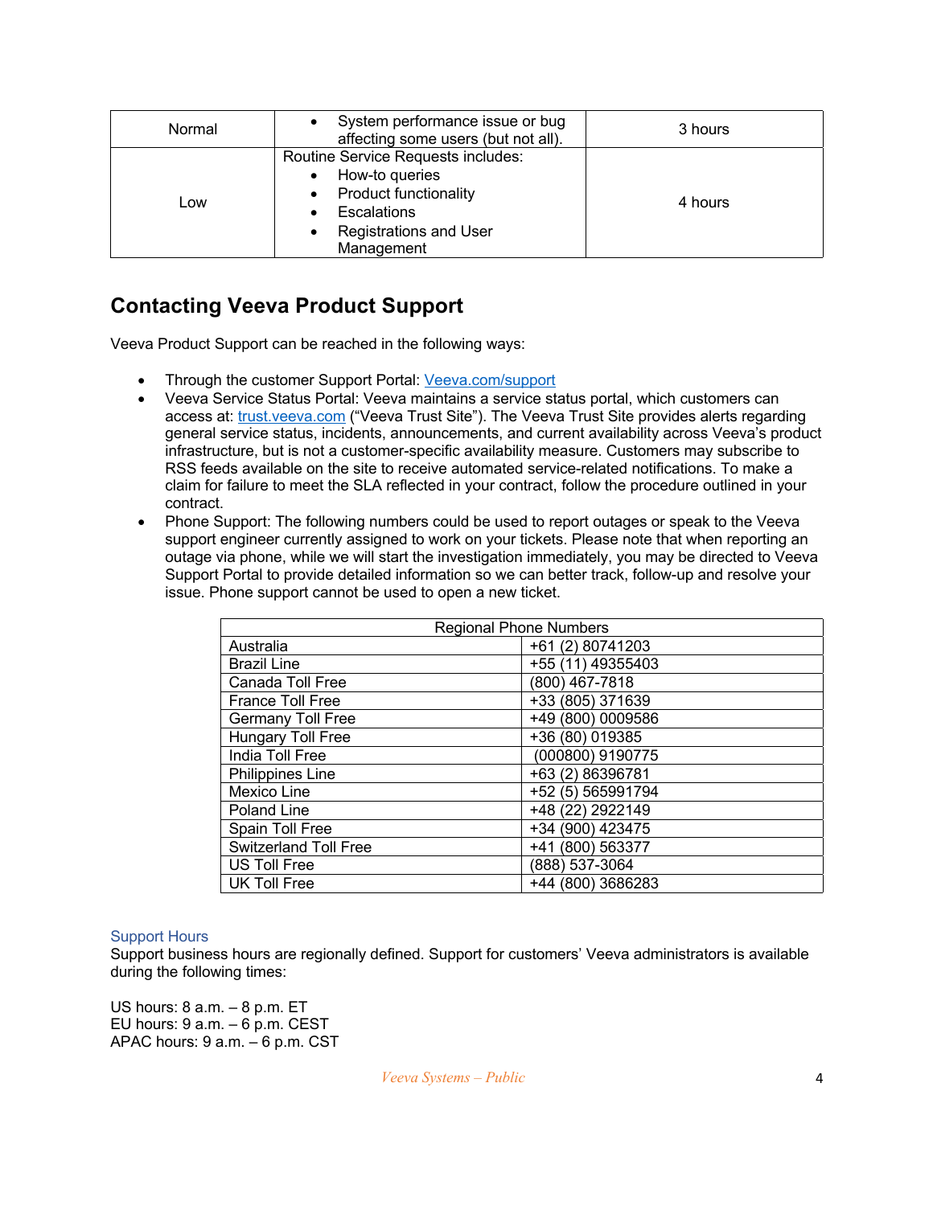| Normal | • System performance issue or bug affecting some users (but not all). | 3 hours |
|---|---|---|
| Low | Routine Service Requests includes:<br>• How-to queries<br>• Product functionality<br>• Escalations<br>• Registrations and User Management | 4 hours |

## Contacting Veeva Product Support

Veeva Product Support can be reached in the following ways:

- Through the customer Support Portal: [Veeva.com/support](Veeva.com/support)
- Veeva Service Status Portal: Veeva maintains a service status portal, which customers can access at: [trust.veeva.com](trust.veeva.com) ("Veeva Trust Site"). The Veeva Trust Site provides alerts regarding general service status, incidents, announcements, and current availability across Veeva's product infrastructure, but is not a customer-specific availability measure. Customers may subscribe to RSS feeds available on the site to receive automated service-related notifications. To make a claim for failure to meet the SLA reflected in your contract, follow the procedure outlined in your contract.
- Phone Support: The following numbers could be used to report outages or speak to the Veeva support engineer currently assigned to work on your tickets. Please note that when reporting an outage via phone, while we will start the investigation immediately, you may be directed to Veeva Support Portal to provide detailed information so we can better track, follow-up and resolve your issue. Phone support cannot be used to open a new ticket.

| Regional Phone Numbers | |
|---|---|
| Australia | +61 (2) 80741203 |
| Brazil Line | +55 (11) 49355403 |
| Canada Toll Free | (800) 467-7818 |
| France Toll Free | +33 (805) 371639 |
| Germany Toll Free | +49 (800) 0009586 |
| Hungary Toll Free | +36 (80) 019385 |
| India Toll Free | (000800) 9190775 |
| Philippines Line | +63 (2) 86396781 |
| Mexico Line | +52 (5) 565991794 |
| Poland Line | +48 (22) 2922149 |
| Spain Toll Free | +34 (900) 423475 |
| Switzerland Toll Free | +41 (800) 563377 |
| US Toll Free | (888) 537-3064 |
| UK Toll Free | +44 (800) 3686283 |

### Support Hours

Support business hours are regionally defined. Support for customers' Veeva administrators is available during the following times:

US hours: 8 a.m. – 8 p.m. ET
EU hours: 9 a.m. – 6 p.m. CEST
APAC hours: 9 a.m. – 6 p.m. CST

*Veeva Systems – Public*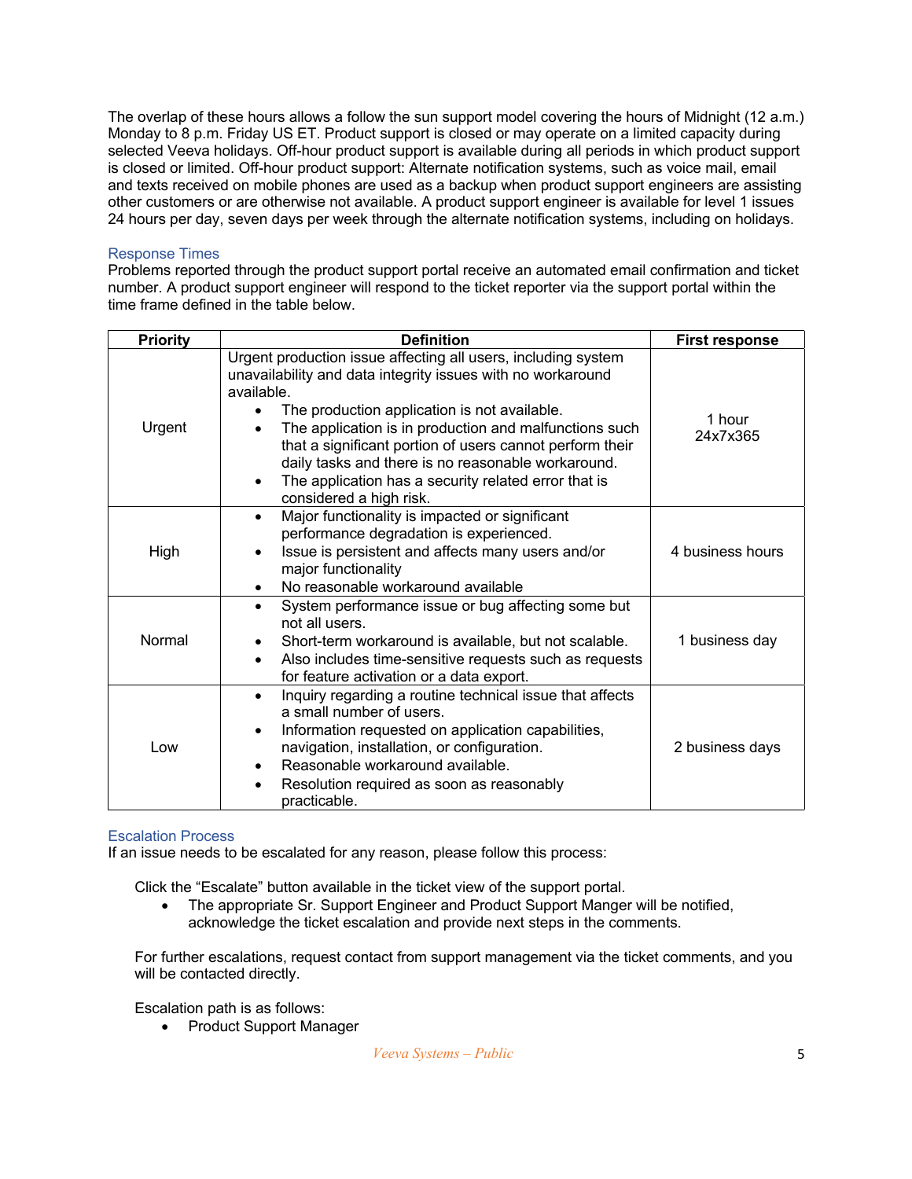The overlap of these hours allows a follow the sun support model covering the hours of Midnight (12 a.m.) Monday to 8 p.m. Friday US ET. Product support is closed or may operate on a limited capacity during selected Veeva holidays. Off-hour product support is available during all periods in which product support is closed or limited. Off-hour product support: Alternate notification systems, such as voice mail, email and texts received on mobile phones are used as a backup when product support engineers are assisting other customers or are otherwise not available. A product support engineer is available for level 1 issues 24 hours per day, seven days per week through the alternate notification systems, including on holidays.

### Response Times

Problems reported through the product support portal receive an automated email confirmation and ticket number. A product support engineer will respond to the ticket reporter via the support portal within the time frame defined in the table below.

| Priority | Definition | First response |
| --- | --- | --- |
| Urgent | Urgent production issue affecting all users, including system unavailability and data integrity issues with no workaround available.<br>• The production application is not available.<br>• The application is in production and malfunctions such that a significant portion of users cannot perform their daily tasks and there is no reasonable workaround.<br>• The application has a security related error that is considered a high risk. | 1 hour<br>24x7x365 |
| High | • Major functionality is impacted or significant performance degradation is experienced.<br>• Issue is persistent and affects many users and/or major functionality<br>• No reasonable workaround available | 4 business hours |
| Normal | • System performance issue or bug affecting some but not all users.<br>• Short-term workaround is available, but not scalable.<br>• Also includes time-sensitive requests such as requests for feature activation or a data export. | 1 business day |
| Low | • Inquiry regarding a routine technical issue that affects a small number of users.<br>• Information requested on application capabilities, navigation, installation, or configuration.<br>• Reasonable workaround available.<br>• Resolution required as soon as reasonably practicable. | 2 business days |

### Escalation Process

If an issue needs to be escalated for any reason, please follow this process:

Click the "Escalate" button available in the ticket view of the support portal.

- The appropriate Sr. Support Engineer and Product Support Manger will be notified, acknowledge the ticket escalation and provide next steps in the comments.

For further escalations, request contact from support management via the ticket comments, and you will be contacted directly.

Escalation path is as follows:

- Product Support Manager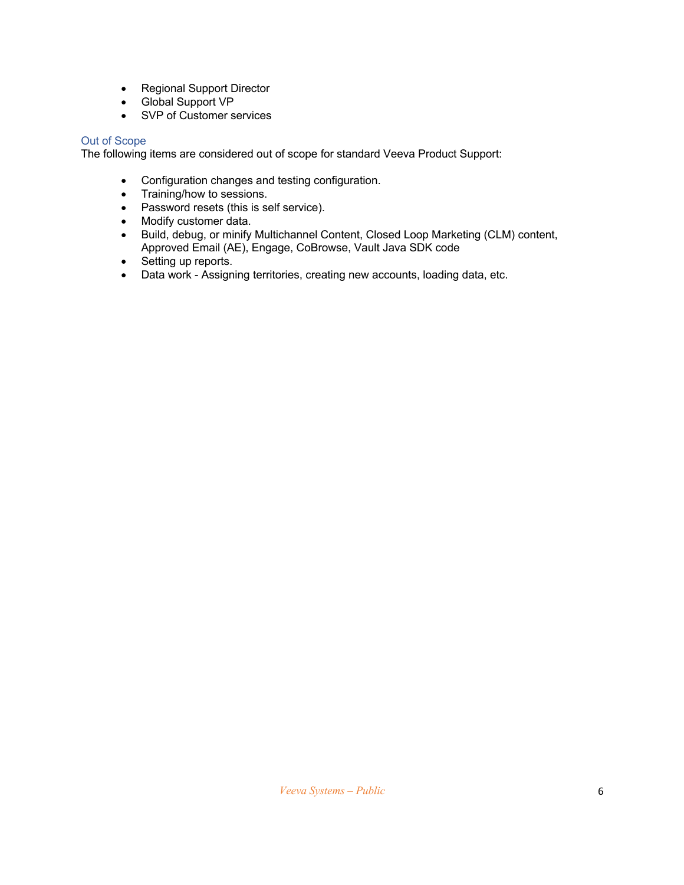- Regional Support Director
- Global Support VP
- SVP of Customer services

### Out of Scope

The following items are considered out of scope for standard Veeva Product Support:

- Configuration changes and testing configuration.
- Training/how to sessions.
- Password resets (this is self service).
- Modify customer data.
- Build, debug, or minify Multichannel Content, Closed Loop Marketing (CLM) content, Approved Email (AE), Engage, CoBrowse, Vault Java SDK code
- Setting up reports.
- Data work - Assigning territories, creating new accounts, loading data, etc.